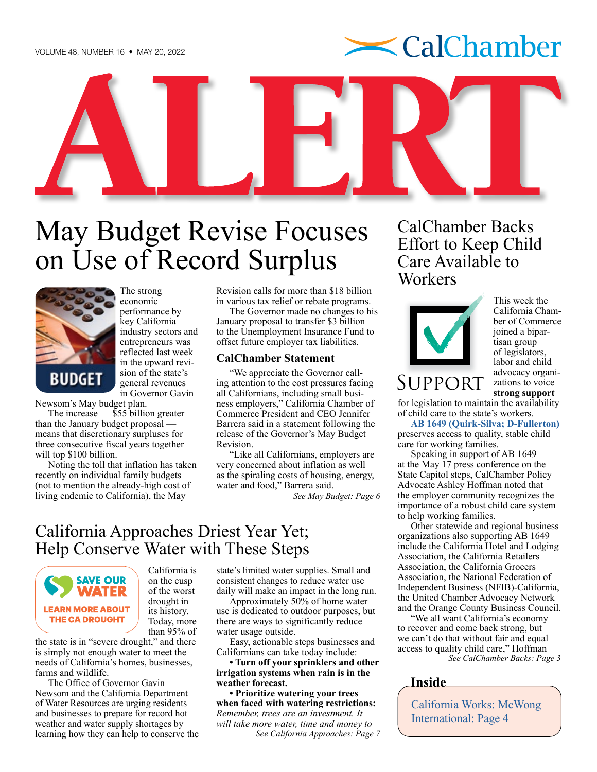# ALERT

# May Budget Revise Focuses on Use of Record Surplus

BUDGET

The strong economic performance by key California industry sectors and entrepreneurs was reflected last week in the upward revision of the state's general revenues in Governor Gavin Newsom's May budget plan.

The increase — $55 billion greater than the January budget proposal — means that discretionary surpluses for three consecutive fiscal years together will top $100 billion.

Noting the toll that inflation has taken recently on individual family budgets (not to mention the already-high cost of living endemic to California), the May Revision calls for more than $18 billion in various tax relief or rebate programs.

The Governor made no changes to his January proposal to transfer $3 billion to the Unemployment Insurance Fund to offset future employer tax liabilities.

### CalChamber Statement

"We appreciate the Governor calling attention to the cost pressures facing all Californians, including small business employers," California Chamber of Commerce President and CEO Jennifer Barrera said in a statement following the release of the Governor's May Budget Revision.

"Like all Californians, employers are very concerned about inflation as well as the spiraling costs of housing, energy, water and food," Barrera said.

*See May Budget: Page 6*

# CalChamber Backs Effort to Keep Child Care Available to Workers

SUPPORT

This week the California Chamber of Commerce joined a bipartisan group of legislators, labor and child advocacy organizations to voice **strong support** for legislation to maintain the availability of child care to the state's workers.

**AB 1649 (Quirk-Silva; D-Fullerton)** preserves access to quality, stable child care for working families.

Speaking in support of AB 1649 at the May 17 press conference on the State Capitol steps, CalChamber Policy Advocate Ashley Hoffman noted that the employer community recognizes the importance of a robust child care system to help working families.

Other statewide and regional business organizations also supporting AB 1649 include the California Hotel and Lodging Association, the California Retailers Association, the California Grocers Association, the National Federation of Independent Business (NFIB)-California, the United Chamber Advocacy Network and the Orange County Business Council.

"We all want California's economy to recover and come back strong, but we can't do that without fair and equal access to quality child care," Hoffman

*See CalChamber Backs: Page 3*

# California Approaches Driest Year Yet; Help Conserve Water with These Steps

SAVE OUR WATER
LEARN MORE ABOUT THE CA DROUGHT

California is on the cusp of the worst drought in its history. Today, more than 95% of the state is in "severe drought," and there is simply not enough water to meet the needs of California's homes, businesses, farms and wildlife.

The Office of Governor Gavin Newsom and the California Department of Water Resources are urging residents and businesses to prepare for record hot weather and water supply shortages by learning how they can help to conserve the state's limited water supplies. Small and consistent changes to reduce water use daily will make an impact in the long run.

Approximately 50% of home water use is dedicated to outdoor purposes, but there are ways to significantly reduce water usage outside.

Easy, actionable steps businesses and Californians can take today include:

**• Turn off your sprinklers and other irrigation systems when rain is in the weather forecast.**

**• Prioritize watering your trees when faced with watering restrictions:** *Remember, trees are an investment. It will take more water, time and money to*

*See California Approaches: Page 7*

## Inside

California Works: McWong International: Page 4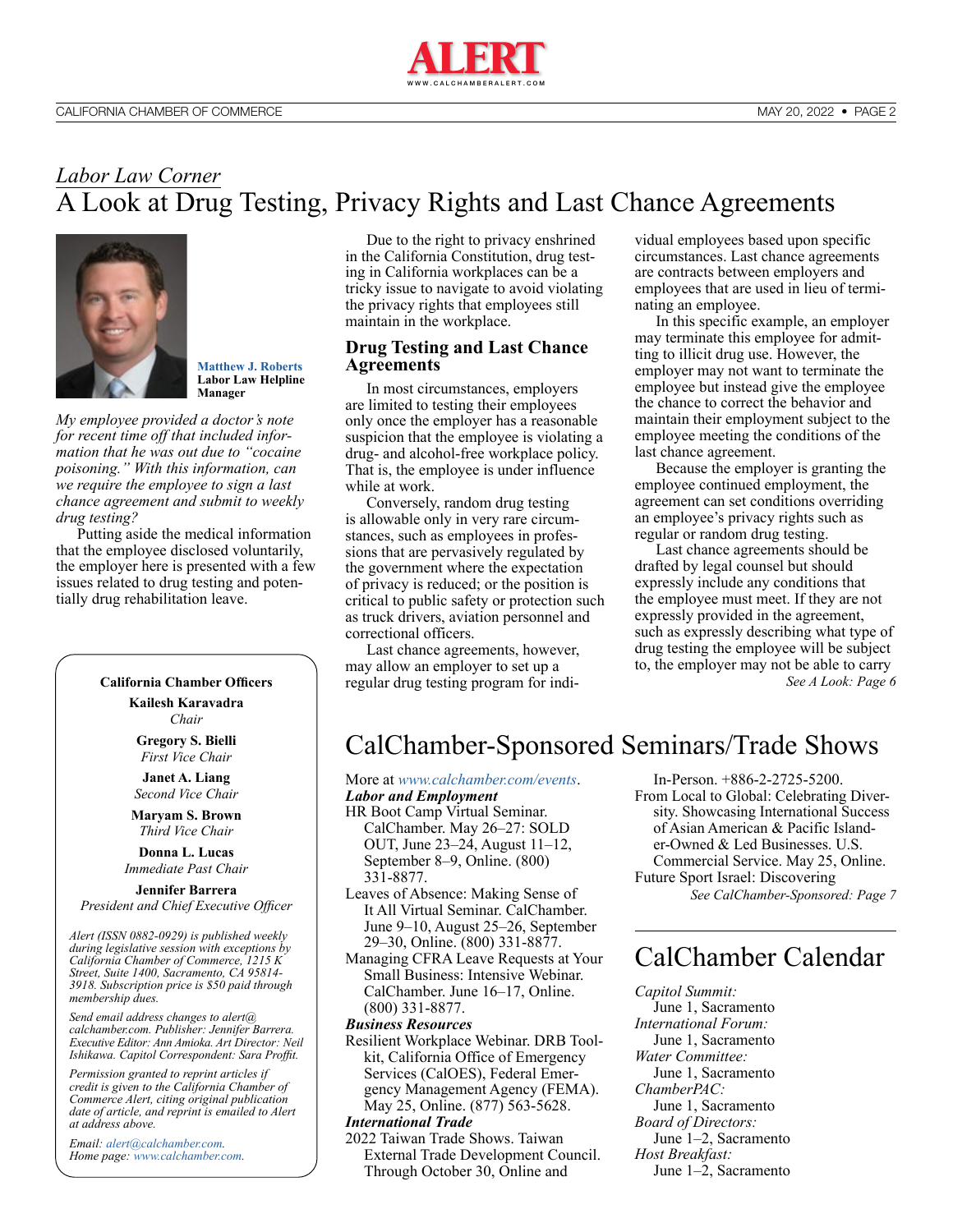## *Labor Law Corner*

# A Look at Drug Testing, Privacy Rights and Last Chance Agreements

**Matthew J. Roberts**
**Labor Law Helpline Manager**

*My employee provided a doctor's note for recent time off that included information that he was out due to "cocaine poisoning." With this information, can we require the employee to sign a last chance agreement and submit to weekly drug testing?*

Putting aside the medical information that the employee disclosed voluntarily, the employer here is presented with a few issues related to drug testing and potentially drug rehabilitation leave.

Due to the right to privacy enshrined in the California Constitution, drug testing in California workplaces can be a tricky issue to navigate to avoid violating the privacy rights that employees still maintain in the workplace.

### Drug Testing and Last Chance Agreements

In most circumstances, employers are limited to testing their employees only once the employer has a reasonable suspicion that the employee is violating a drug- and alcohol-free workplace policy. That is, the employee is under influence while at work.

Conversely, random drug testing is allowable only in very rare circumstances, such as employees in professions that are pervasively regulated by the government where the expectation of privacy is reduced; or the position is critical to public safety or protection such as truck drivers, aviation personnel and correctional officers.

Last chance agreements, however, may allow an employer to set up a regular drug testing program for individual employees based upon specific circumstances. Last chance agreements are contracts between employers and employees that are used in lieu of terminating an employee.

In this specific example, an employer may terminate this employee for admitting to illicit drug use. However, the employer may not want to terminate the employee but instead give the employee the chance to correct the behavior and maintain their employment subject to the employee meeting the conditions of the last chance agreement.

Because the employer is granting the employee continued employment, the agreement can set conditions overriding an employee's privacy rights such as regular or random drug testing.

Last chance agreements should be drafted by legal counsel but should expressly include any conditions that the employee must meet. If they are not expressly provided in the agreement, such as expressly describing what type of drug testing the employee will be subject to, the employer may not be able to carry

*See A Look: Page 6*

**California Chamber Officers**

**Kailesh Karavadra**
*Chair*

**Gregory S. Bielli**
*First Vice Chair*

**Janet A. Liang**
*Second Vice Chair*

**Maryam S. Brown**
*Third Vice Chair*

**Donna L. Lucas**
*Immediate Past Chair*

**Jennifer Barrera**
*President and Chief Executive Officer*

*Alert (ISSN 0882-0929) is published weekly during legislative session with exceptions by California Chamber of Commerce, 1215 K Street, Suite 1400, Sacramento, CA 95814-3918. Subscription price is $50 paid through membership dues.*

*Send email address changes to alert@calchamber.com. Publisher: Jennifer Barrera. Executive Editor: Ann Amioka. Art Director: Neil Ishikawa. Capitol Correspondent: Sara Proffit.*

*Permission granted to reprint articles if credit is given to the California Chamber of Commerce Alert, citing original publication date of article, and reprint is emailed to Alert at address above.*

*Email: alert@calchamber.com.*
*Home page: www.calchamber.com.*

# CalChamber-Sponsored Seminars/Trade Shows

More at *www.calchamber.com/events*.

***Labor and Employment***

HR Boot Camp Virtual Seminar. CalChamber. May 26–27: SOLD OUT, June 23–24, August 11–12, September 8–9, Online. (800) 331-8877.

Leaves of Absence: Making Sense of It All Virtual Seminar. CalChamber. June 9–10, August 25–26, September 29–30, Online. (800) 331-8877.

Managing CFRA Leave Requests at Your Small Business: Intensive Webinar. CalChamber. June 16–17, Online. (800) 331-8877.

***Business Resources***

Resilient Workplace Webinar. DRB Toolkit, California Office of Emergency Services (CalOES), Federal Emergency Management Agency (FEMA). May 25, Online. (877) 563-5628.

***International Trade***

2022 Taiwan Trade Shows. Taiwan External Trade Development Council. Through October 30, Online and In-Person. +886-2-2725-5200.

From Local to Global: Celebrating Diversity. Showcasing International Success of Asian American & Pacific Islander-Owned & Led Businesses. U.S. Commercial Service. May 25, Online.

Future Sport Israel: Discovering

*See CalChamber-Sponsored: Page 7*

# CalChamber Calendar

*Capitol Summit:*
June 1, Sacramento

*International Forum:*
June 1, Sacramento

*Water Committee:*
June 1, Sacramento

*ChamberPAC:*
June 1, Sacramento

*Board of Directors:*
June 1–2, Sacramento

*Host Breakfast:*
June 1–2, Sacramento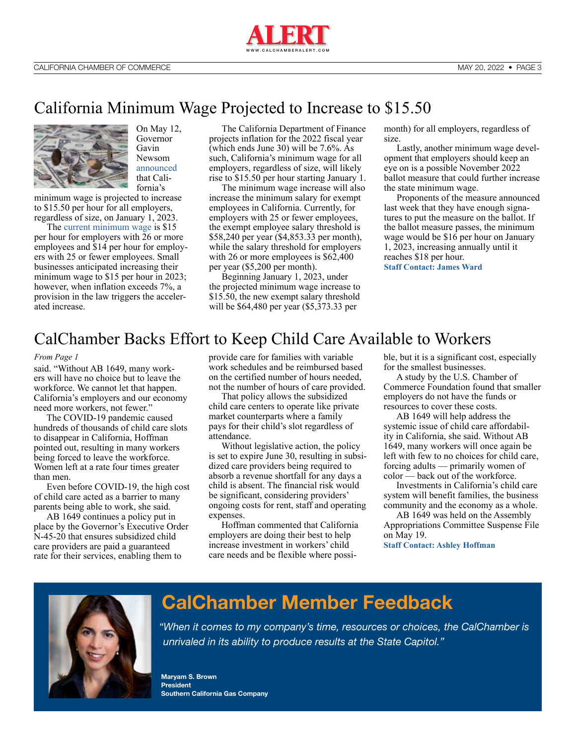# California Minimum Wage Projected to Increase to $15.50

On May 12, Governor Gavin Newsom announced that California's minimum wage is projected to increase to $15.50 per hour for all employers, regardless of size, on January 1, 2023.

The current minimum wage is $15 per hour for employers with 26 or more employees and $14 per hour for employers with 25 or fewer employees. Small businesses anticipated increasing their minimum wage to $15 per hour in 2023; however, when inflation exceeds 7%, a provision in the law triggers the accelerated increase.

The California Department of Finance projects inflation for the 2022 fiscal year (which ends June 30) will be 7.6%. As such, California's minimum wage for all employers, regardless of size, will likely rise to $15.50 per hour starting January 1.

The minimum wage increase will also increase the minimum salary for exempt employees in California. Currently, for employers with 25 or fewer employees, the exempt employee salary threshold is $58,240 per year ($4,853.33 per month), while the salary threshold for employers with 26 or more employees is $62,400 per year ($5,200 per month).

Beginning January 1, 2023, under the projected minimum wage increase to $15.50, the new exempt salary threshold will be $64,480 per year ($5,373.33 per month) for all employers, regardless of size.

Lastly, another minimum wage development that employers should keep an eye on is a possible November 2022 ballot measure that could further increase the state minimum wage.

Proponents of the measure announced last week that they have enough signatures to put the measure on the ballot. If the ballot measure passes, the minimum wage would be $16 per hour on January 1, 2023, increasing annually until it reaches $18 per hour.

**Staff Contact: James Ward**

# CalChamber Backs Effort to Keep Child Care Available to Workers

*From Page 1*

said. "Without AB 1649, many workers will have no choice but to leave the workforce. We cannot let that happen. California's employers and our economy need more workers, not fewer."

The COVID-19 pandemic caused hundreds of thousands of child care slots to disappear in California, Hoffman pointed out, resulting in many workers being forced to leave the workforce. Women left at a rate four times greater than men.

Even before COVID-19, the high cost of child care acted as a barrier to many parents being able to work, she said.

AB 1649 continues a policy put in place by the Governor's Executive Order N-45-20 that ensures subsidized child care providers are paid a guaranteed rate for their services, enabling them to provide care for families with variable work schedules and be reimbursed based on the certified number of hours needed, not the number of hours of care provided.

That policy allows the subsidized child care centers to operate like private market counterparts where a family pays for their child's slot regardless of attendance.

Without legislative action, the policy is set to expire June 30, resulting in subsidized care providers being required to absorb a revenue shortfall for any days a child is absent. The financial risk would be significant, considering providers' ongoing costs for rent, staff and operating expenses.

Hoffman commented that California employers are doing their best to help increase investment in workers' child care needs and be flexible where possible, but it is a significant cost, especially for the smallest businesses.

A study by the U.S. Chamber of Commerce Foundation found that smaller employers do not have the funds or resources to cover these costs.

AB 1649 will help address the systemic issue of child care affordability in California, she said. Without AB 1649, many workers will once again be left with few to no choices for child care, forcing adults — primarily women of color — back out of the workforce.

Investments in California's child care system will benefit families, the business community and the economy as a whole.

AB 1649 was held on the Assembly Appropriations Committee Suspense File on May 19.

**Staff Contact: Ashley Hoffman**

## CalChamber Member Feedback

*"When it comes to my company's time, resources or choices, the CalChamber is unrivaled in its ability to produce results at the State Capitol."*

**Maryam S. Brown**
**President**
**Southern California Gas Company**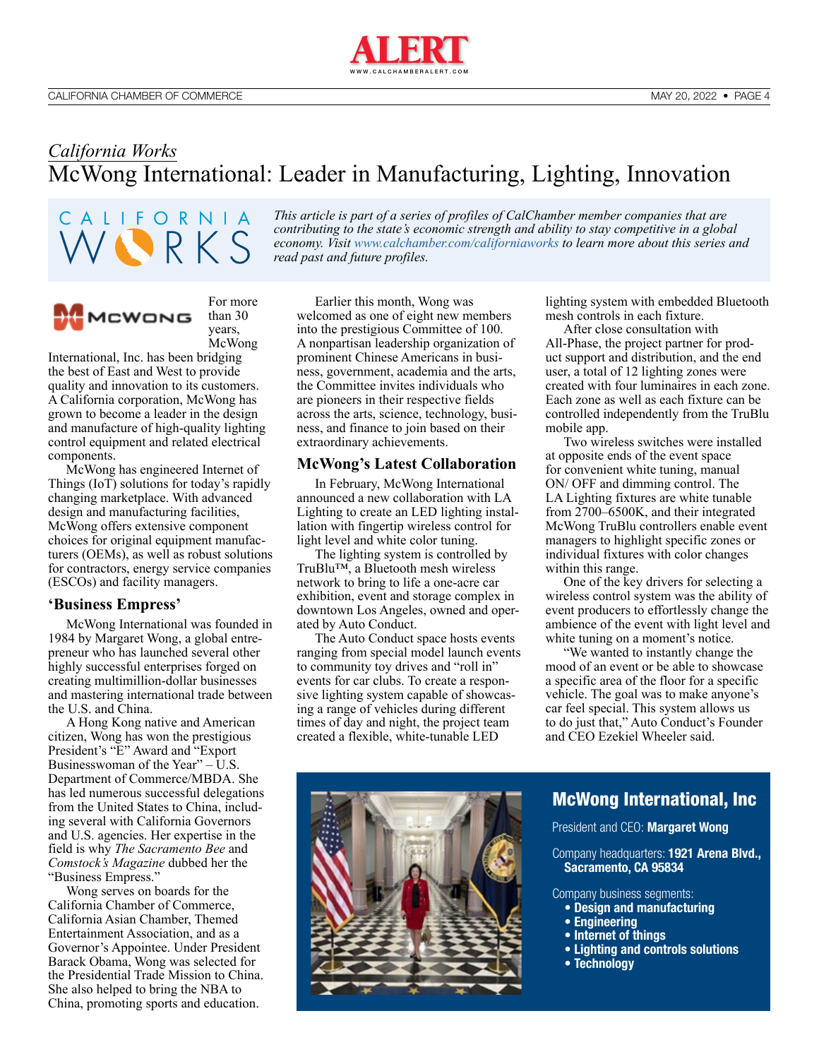*California Works*

# McWong International: Leader in Manufacturing, Lighting, Innovation

*This article is part of a series of profiles of CalChamber member companies that are contributing to the state's economic strength and ability to stay competitive in a global economy. Visit www.calchamber.com/californiaworks to learn more about this series and read past and future profiles.*

For more than 30 years, McWong International, Inc. has been bridging the best of East and West to provide quality and innovation to its customers. A California corporation, McWong has grown to become a leader in the design and manufacture of high-quality lighting control equipment and related electrical components.

McWong has engineered Internet of Things (IoT) solutions for today's rapidly changing marketplace. With advanced design and manufacturing facilities, McWong offers extensive component choices for original equipment manufacturers (OEMs), as well as robust solutions for contractors, energy service companies (ESCOs) and facility managers.

## 'Business Empress'

McWong International was founded in 1984 by Margaret Wong, a global entrepreneur who has launched several other highly successful enterprises forged on creating multimillion-dollar businesses and mastering international trade between the U.S. and China.

A Hong Kong native and American citizen, Wong has won the prestigious President's "E" Award and "Export Businesswoman of the Year" – U.S. Department of Commerce/MBDA. She has led numerous successful delegations from the United States to China, including several with California Governors and U.S. agencies. Her expertise in the field is why *The Sacramento Bee* and *Comstock's Magazine* dubbed her the "Business Empress."

Wong serves on boards for the California Chamber of Commerce, California Asian Chamber, Themed Entertainment Association, and as a Governor's Appointee. Under President Barack Obama, Wong was selected for the Presidential Trade Mission to China. She also helped to bring the NBA to China, promoting sports and education.

Earlier this month, Wong was welcomed as one of eight new members into the prestigious Committee of 100. A nonpartisan leadership organization of prominent Chinese Americans in business, government, academia and the arts, the Committee invites individuals who are pioneers in their respective fields across the arts, science, technology, business, and finance to join based on their extraordinary achievements.

## McWong's Latest Collaboration

In February, McWong International announced a new collaboration with LA Lighting to create an LED lighting installation with fingertip wireless control for light level and white color tuning.

The lighting system is controlled by TruBlu™, a Bluetooth mesh wireless network to bring to life a one-acre car exhibition, event and storage complex in downtown Los Angeles, owned and operated by Auto Conduct.

The Auto Conduct space hosts events ranging from special model launch events to community toy drives and "roll in" events for car clubs. To create a responsive lighting system capable of showcasing a range of vehicles during different times of day and night, the project team created a flexible, white-tunable LED lighting system with embedded Bluetooth mesh controls in each fixture.

After close consultation with All-Phase, the project partner for product support and distribution, and the end user, a total of 12 lighting zones were created with four luminaires in each zone. Each zone as well as each fixture can be controlled independently from the TruBlu mobile app.

Two wireless switches were installed at opposite ends of the event space for convenient white tuning, manual ON/ OFF and dimming control. The LA Lighting fixtures are white tunable from 2700–6500K, and their integrated McWong TruBlu controllers enable event managers to highlight specific zones or individual fixtures with color changes within this range.

One of the key drivers for selecting a wireless control system was the ability of event producers to effortlessly change the ambience of the event with light level and white tuning on a moment's notice.

"We wanted to instantly change the mood of an event or be able to showcase a specific area of the floor for a specific vehicle. The goal was to make anyone's car feel special. This system allows us to do just that," Auto Conduct's Founder and CEO Ezekiel Wheeler said.

### McWong International, Inc

President and CEO: **Margaret Wong**

Company headquarters: **1921 Arena Blvd., Sacramento, CA 95834**

Company business segments:

- **Design and manufacturing**
- **Engineering**
- **Internet of things**
- **Lighting and controls solutions**
- **Technology**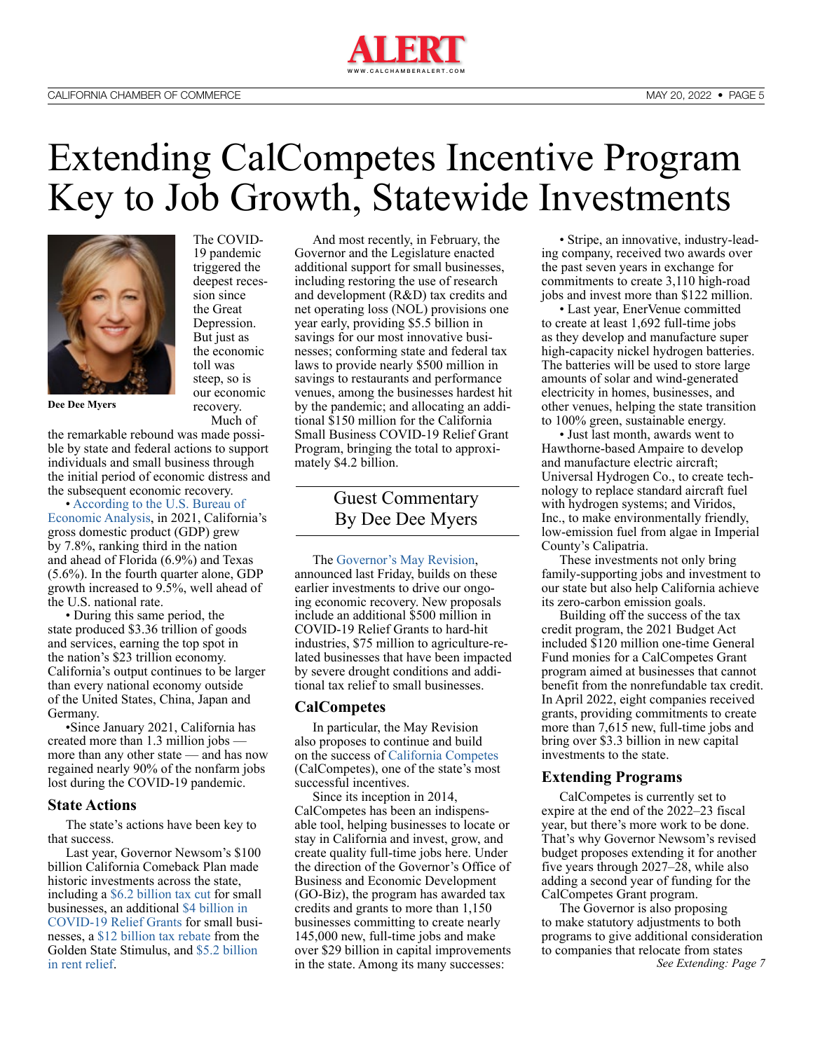# Extending CalCompetes Incentive Program Key to Job Growth, Statewide Investments

Dee Dee Myers

The COVID-19 pandemic triggered the deepest recession since the Great Depression. But just as the economic toll was steep, so is our economic recovery.

Much of the remarkable rebound was made possible by state and federal actions to support individuals and small business through the initial period of economic distress and the subsequent economic recovery.

• According to the U.S. Bureau of Economic Analysis, in 2021, California's gross domestic product (GDP) grew by 7.8%, ranking third in the nation and ahead of Florida (6.9%) and Texas (5.6%). In the fourth quarter alone, GDP growth increased to 9.5%, well ahead of the U.S. national rate.

• During this same period, the state produced $3.36 trillion of goods and services, earning the top spot in the nation's $23 trillion economy. California's output continues to be larger than every national economy outside of the United States, China, Japan and Germany.

•Since January 2021, California has created more than 1.3 million jobs — more than any other state — and has now regained nearly 90% of the nonfarm jobs lost during the COVID-19 pandemic.

## State Actions

The state's actions have been key to that success.

Last year, Governor Newsom's $100 billion California Comeback Plan made historic investments across the state, including a $6.2 billion tax cut for small businesses, an additional $4 billion in COVID-19 Relief Grants for small businesses, a $12 billion tax rebate from the Golden State Stimulus, and $5.2 billion in rent relief.

And most recently, in February, the Governor and the Legislature enacted additional support for small businesses, including restoring the use of research and development (R&D) tax credits and net operating loss (NOL) provisions one year early, providing $5.5 billion in savings for our most innovative businesses; conforming state and federal tax laws to provide nearly $500 million in savings to restaurants and performance venues, among the businesses hardest hit by the pandemic; and allocating an additional $150 million for the California Small Business COVID-19 Relief Grant Program, bringing the total to approximately $4.2 billion.

**Guest Commentary**
**By Dee Dee Myers**

The Governor's May Revision, announced last Friday, builds on these earlier investments to drive our ongoing economic recovery. New proposals include an additional $500 million in COVID-19 Relief Grants to hard-hit industries, $75 million to agriculture-related businesses that have been impacted by severe drought conditions and additional tax relief to small businesses.

## CalCompetes

In particular, the May Revision also proposes to continue and build on the success of California Competes (CalCompetes), one of the state's most successful incentives.

Since its inception in 2014, CalCompetes has been an indispensable tool, helping businesses to locate or stay in California and invest, grow, and create quality full-time jobs here. Under the direction of the Governor's Office of Business and Economic Development (GO-Biz), the program has awarded tax credits and grants to more than 1,150 businesses committing to create nearly 145,000 new, full-time jobs and make over $29 billion in capital improvements in the state. Among its many successes:

• Stripe, an innovative, industry-leading company, received two awards over the past seven years in exchange for commitments to create 3,110 high-road jobs and invest more than $122 million.

• Last year, EnerVenue committed to create at least 1,692 full-time jobs as they develop and manufacture super high-capacity nickel hydrogen batteries. The batteries will be used to store large amounts of solar and wind-generated electricity in homes, businesses, and other venues, helping the state transition to 100% green, sustainable energy.

• Just last month, awards went to Hawthorne-based Ampaire to develop and manufacture electric aircraft; Universal Hydrogen Co., to create technology to replace standard aircraft fuel with hydrogen systems; and Viridos, Inc., to make environmentally friendly, low-emission fuel from algae in Imperial County's Calipatria.

These investments not only bring family-supporting jobs and investment to our state but also help California achieve its zero-carbon emission goals.

Building off the success of the tax credit program, the 2021 Budget Act included $120 million one-time General Fund monies for a CalCompetes Grant program aimed at businesses that cannot benefit from the nonrefundable tax credit. In April 2022, eight companies received grants, providing commitments to create more than 7,615 new, full-time jobs and bring over $3.3 billion in new capital investments to the state.

## Extending Programs

CalCompetes is currently set to expire at the end of the 2022–23 fiscal year, but there's more work to be done. That's why Governor Newsom's revised budget proposes extending it for another five years through 2027–28, while also adding a second year of funding for the CalCompetes Grant program.

The Governor is also proposing to make statutory adjustments to both programs to give additional consideration to companies that relocate from states

*See Extending: Page 7*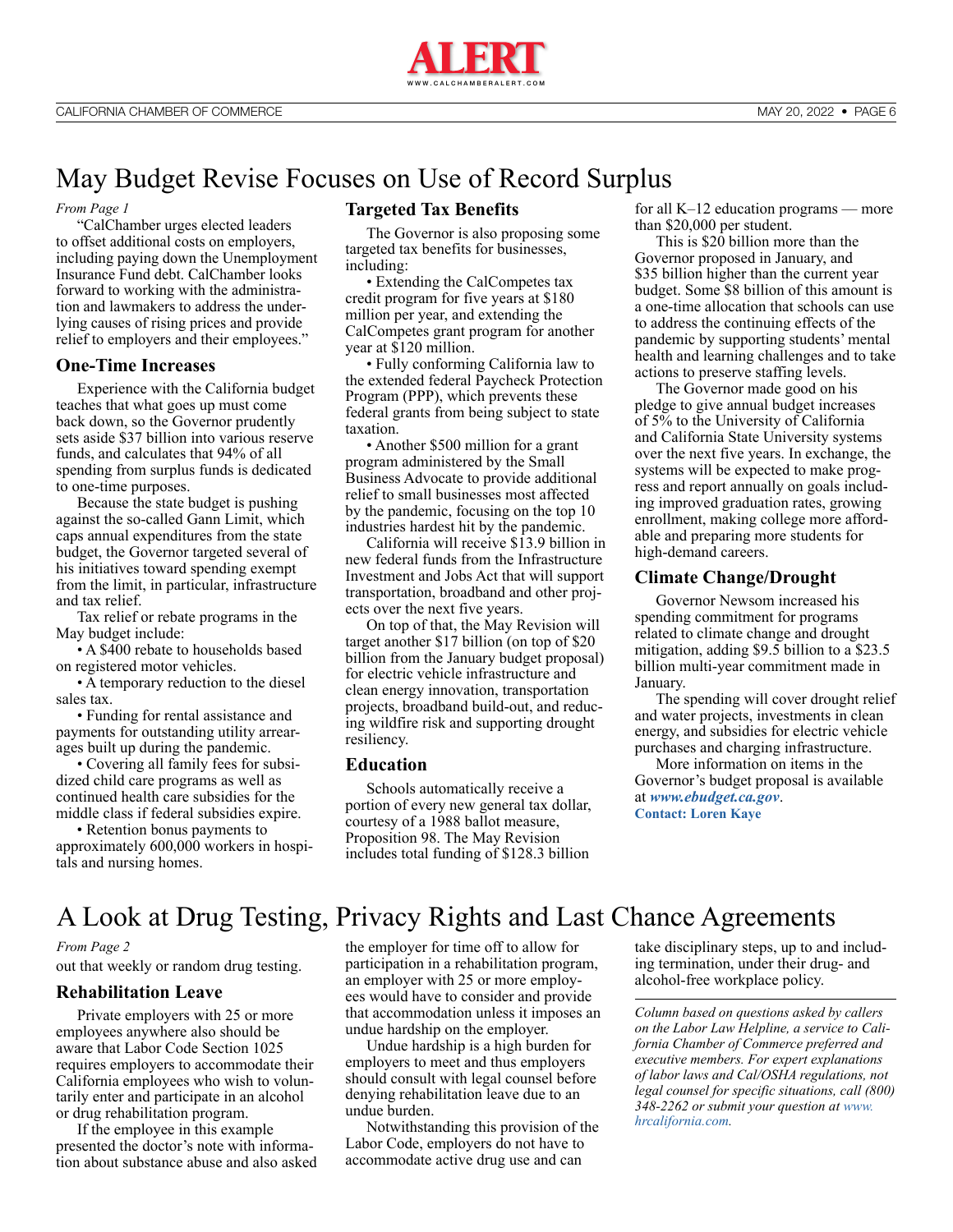# May Budget Revise Focuses on Use of Record Surplus

*From Page 1*

"CalChamber urges elected leaders to offset additional costs on employers, including paying down the Unemployment Insurance Fund debt. CalChamber looks forward to working with the administration and lawmakers to address the underlying causes of rising prices and provide relief to employers and their employees."

## One-Time Increases

Experience with the California budget teaches that what goes up must come back down, so the Governor prudently sets aside $37 billion into various reserve funds, and calculates that 94% of all spending from surplus funds is dedicated to one-time purposes.

Because the state budget is pushing against the so-called Gann Limit, which caps annual expenditures from the state budget, the Governor targeted several of his initiatives toward spending exempt from the limit, in particular, infrastructure and tax relief.

Tax relief or rebate programs in the May budget include:

- A $400 rebate to households based on registered motor vehicles.
- A temporary reduction to the diesel sales tax.
- Funding for rental assistance and payments for outstanding utility arrearages built up during the pandemic.
- Covering all family fees for subsidized child care programs as well as continued health care subsidies for the middle class if federal subsidies expire.
- Retention bonus payments to approximately 600,000 workers in hospitals and nursing homes.

## Targeted Tax Benefits

The Governor is also proposing some targeted tax benefits for businesses, including:

- Extending the CalCompetes tax credit program for five years at $180 million per year, and extending the CalCompetes grant program for another year at $120 million.
- Fully conforming California law to the extended federal Paycheck Protection Program (PPP), which prevents these federal grants from being subject to state taxation.
- Another $500 million for a grant program administered by the Small Business Advocate to provide additional relief to small businesses most affected by the pandemic, focusing on the top 10 industries hardest hit by the pandemic.

California will receive $13.9 billion in new federal funds from the Infrastructure Investment and Jobs Act that will support transportation, broadband and other projects over the next five years.

On top of that, the May Revision will target another $17 billion (on top of $20 billion from the January budget proposal) for electric vehicle infrastructure and clean energy innovation, transportation projects, broadband build-out, and reducing wildfire risk and supporting drought resiliency.

## Education

Schools automatically receive a portion of every new general tax dollar, courtesy of a 1988 ballot measure, Proposition 98. The May Revision includes total funding of $128.3 billion for all K–12 education programs — more than $20,000 per student.

This is $20 billion more than the Governor proposed in January, and $35 billion higher than the current year budget. Some $8 billion of this amount is a one-time allocation that schools can use to address the continuing effects of the pandemic by supporting students' mental health and learning challenges and to take actions to preserve staffing levels.

The Governor made good on his pledge to give annual budget increases of 5% to the University of California and California State University systems over the next five years. In exchange, the systems will be expected to make progress and report annually on goals including improved graduation rates, growing enrollment, making college more affordable and preparing more students for high-demand careers.

## Climate Change/Drought

Governor Newsom increased his spending commitment for programs related to climate change and drought mitigation, adding $9.5 billion to a $23.5 billion multi-year commitment made in January.

The spending will cover drought relief and water projects, investments in clean energy, and subsidies for electric vehicle purchases and charging infrastructure.

More information on items in the Governor's budget proposal is available at ***www.ebudget.ca.gov***.

**Contact: Loren Kaye**

# A Look at Drug Testing, Privacy Rights and Last Chance Agreements

*From Page 2*

out that weekly or random drug testing.

## Rehabilitation Leave

Private employers with 25 or more employees anywhere also should be aware that Labor Code Section 1025 requires employers to accommodate their California employees who wish to voluntarily enter and participate in an alcohol or drug rehabilitation program.

If the employee in this example presented the doctor's note with information about substance abuse and also asked the employer for time off to allow for participation in a rehabilitation program, an employer with 25 or more employees would have to consider and provide that accommodation unless it imposes an undue hardship on the employer.

Undue hardship is a high burden for employers to meet and thus employers should consult with legal counsel before denying rehabilitation leave due to an undue burden.

Notwithstanding this provision of the Labor Code, employers do not have to accommodate active drug use and can take disciplinary steps, up to and including termination, under their drug- and alcohol-free workplace policy.

*Column based on questions asked by callers on the Labor Law Helpline, a service to California Chamber of Commerce preferred and executive members. For expert explanations of labor laws and Cal/OSHA regulations, not legal counsel for specific situations, call (800) 348-2262 or submit your question at www.hrcalifornia.com.*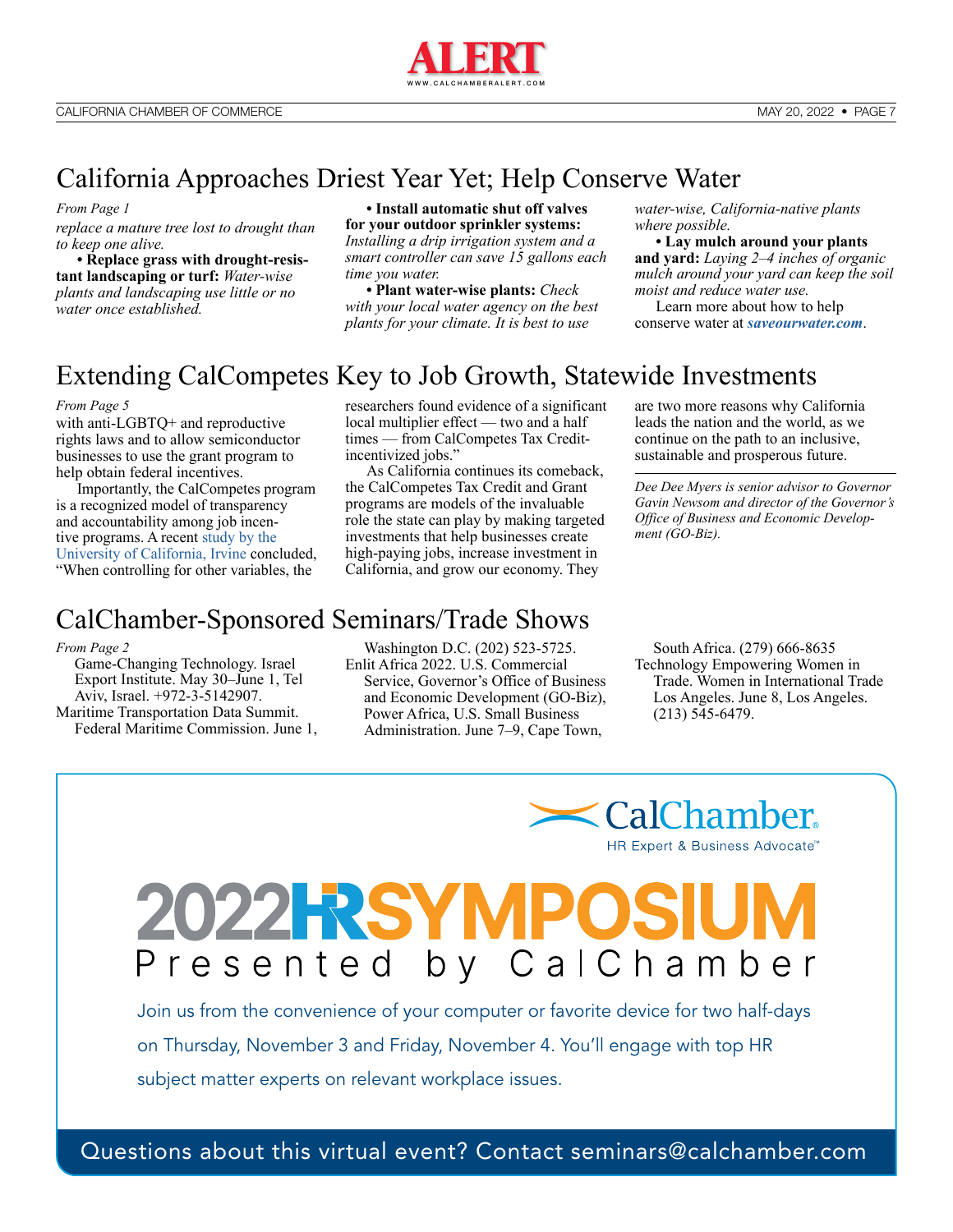# California Approaches Driest Year Yet; Help Conserve Water

*From Page 1*

*replace a mature tree lost to drought than to keep one alive.*

**• Replace grass with drought-resistant landscaping or turf:** *Water-wise plants and landscaping use little or no water once established.*

**• Install automatic shut off valves for your outdoor sprinkler systems:** *Installing a drip irrigation system and a smart controller can save 15 gallons each time you water.*

**• Plant water-wise plants:** *Check with your local water agency on the best plants for your climate. It is best to use water-wise, California-native plants where possible.*

**• Lay mulch around your plants and yard:** *Laying 2–4 inches of organic mulch around your yard can keep the soil moist and reduce water use.*

Learn more about how to help conserve water at ***saveourwater.com***.

# Extending CalCompetes Key to Job Growth, Statewide Investments

*From Page 5*

with anti-LGBTQ+ and reproductive rights laws and to allow semiconductor businesses to use the grant program to help obtain federal incentives.

Importantly, the CalCompetes program is a recognized model of transparency and accountability among job incentive programs. A recent study by the University of California, Irvine concluded, "When controlling for other variables, the researchers found evidence of a significant local multiplier effect — two and a half times — from CalCompetes Tax Credit-incentivized jobs."

As California continues its comeback, the CalCompetes Tax Credit and Grant programs are models of the invaluable role the state can play by making targeted investments that help businesses create high-paying jobs, increase investment in California, and grow our economy. They are two more reasons why California leads the nation and the world, as we continue on the path to an inclusive, sustainable and prosperous future.

*Dee Dee Myers is senior advisor to Governor Gavin Newsom and director of the Governor's Office of Business and Economic Development (GO-Biz).*

# CalChamber-Sponsored Seminars/Trade Shows

*From Page 2*

Game-Changing Technology. Israel Export Institute. May 30–June 1, Tel Aviv, Israel. +972-3-5142907.

Maritime Transportation Data Summit. Federal Maritime Commission. June 1, Washington D.C. (202) 523-5725.

Enlit Africa 2022. U.S. Commercial Service, Governor's Office of Business and Economic Development (GO-Biz), Power Africa, U.S. Small Business Administration. June 7–9, Cape Town, South Africa. (279) 666-8635

Technology Empowering Women in Trade. Women in International Trade Los Angeles. June 8, Los Angeles. (213) 545-6479.

CalChamber®
HR Expert & Business Advocate™

# 2022 HR SYMPOSIUM
Presented by CalChamber

Join us from the convenience of your computer or favorite device for two half-days on Thursday, November 3 and Friday, November 4. You'll engage with top HR subject matter experts on relevant workplace issues.

Questions about this virtual event? Contact seminars@calchamber.com